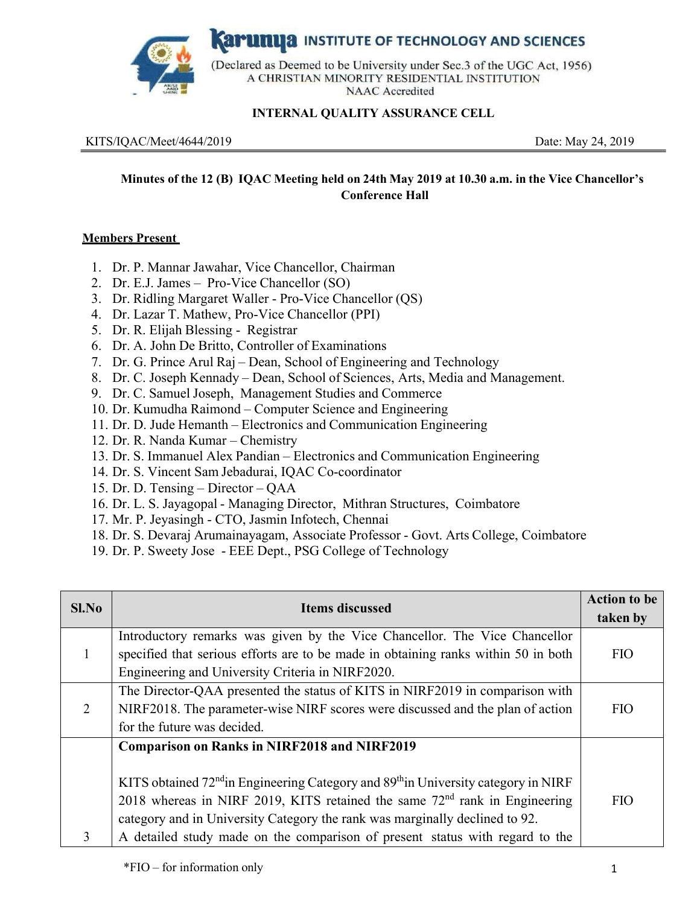**Karunya INSTITUTE OF TECHNOLOGY AND SCIENCES**

(Declared as Deemed to be University under Sec.3 of the UGC Act, 1956)
A CHRISTIAN MINORITY RESIDENTIAL INSTITUTION
NAAC Accredited

**INTERNAL QUALITY ASSURANCE CELL**

KITS/IQAC/Meet/4644/2019 Date: May 24, 2019

**Minutes of the 12 (B) IQAC Meeting held on 24th May 2019 at 10.30 a.m. in the Vice Chancellor's Conference Hall**

**Members Present**

1. Dr. P. Mannar Jawahar, Vice Chancellor, Chairman
2. Dr. E.J. James – Pro-Vice Chancellor (SO)
3. Dr. Ridling Margaret Waller - Pro-Vice Chancellor (QS)
4. Dr. Lazar T. Mathew, Pro-Vice Chancellor (PPI)
5. Dr. R. Elijah Blessing - Registrar
6. Dr. A. John De Britto, Controller of Examinations
7. Dr. G. Prince Arul Raj – Dean, School of Engineering and Technology
8. Dr. C. Joseph Kennady – Dean, School of Sciences, Arts, Media and Management.
9. Dr. C. Samuel Joseph, Management Studies and Commerce
10. Dr. Kumudha Raimond – Computer Science and Engineering
11. Dr. D. Jude Hemanth – Electronics and Communication Engineering
12. Dr. R. Nanda Kumar – Chemistry
13. Dr. S. Immanuel Alex Pandian – Electronics and Communication Engineering
14. Dr. S. Vincent Sam Jebadurai, IQAC Co-coordinator
15. Dr. D. Tensing – Director – QAA
16. Dr. L. S. Jayagopal - Managing Director, Mithran Structures, Coimbatore
17. Mr. P. Jeyasingh - CTO, Jasmin Infotech, Chennai
18. Dr. S. Devaraj Arumainayagam, Associate Professor - Govt. Arts College, Coimbatore
19. Dr. P. Sweety Jose - EEE Dept., PSG College of Technology

| Sl.No | Items discussed | Action to be taken by |
|---|---|---|
| 1 | Introductory remarks was given by the Vice Chancellor. The Vice Chancellor specified that serious efforts are to be made in obtaining ranks within 50 in both Engineering and University Criteria in NIRF2020. | FIO |
| 2 | The Director-QAA presented the status of KITS in NIRF2019 in comparison with NIRF2018. The parameter-wise NIRF scores were discussed and the plan of action for the future was decided. | FIO |
| 3 | **Comparison on Ranks in NIRF2018 and NIRF2019**<br><br>KITS obtained 72nd in Engineering Category and 89th in University category in NIRF 2018 whereas in NIRF 2019, KITS retained the same 72nd rank in Engineering category and in University Category the rank was marginally declined to 92.<br>A detailed study made on the comparison of present status with regard to the | FIO |

*FIO – for information only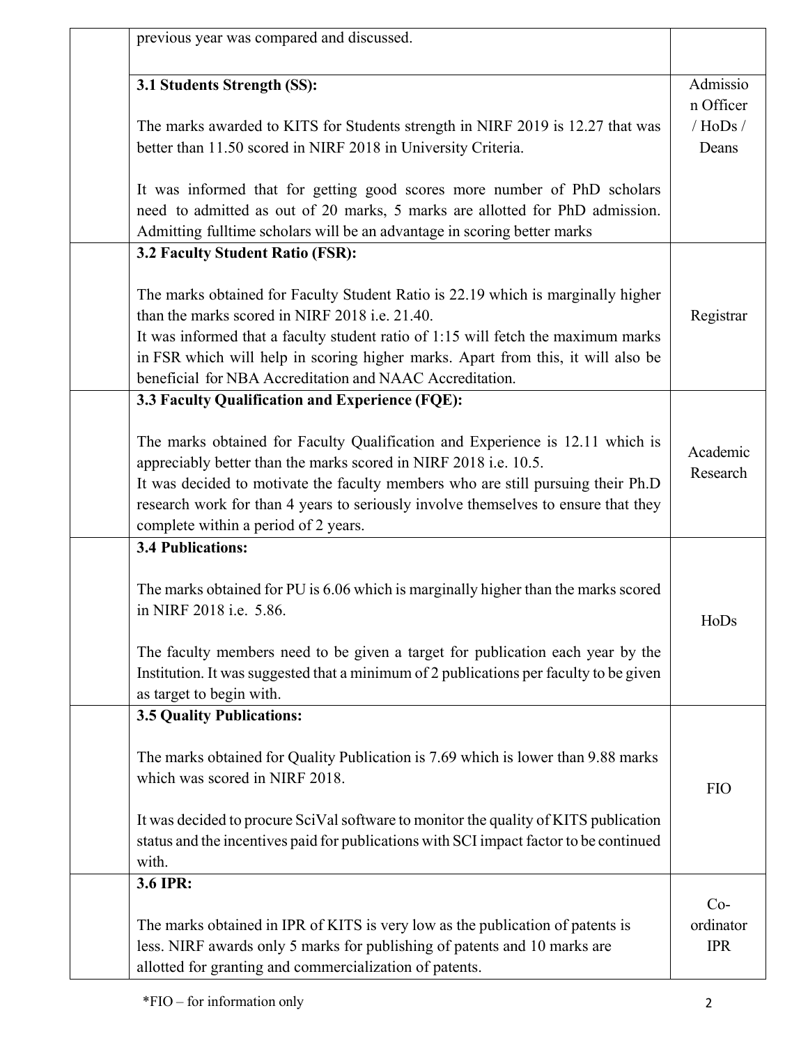| | | |
|---|---|---|
| | previous year was compared and discussed. | |
| | **3.1 Students Strength (SS):**<br><br>The marks awarded to KITS for Students strength in NIRF 2019 is 12.27 that was better than 11.50 scored in NIRF 2018 in University Criteria.<br><br>It was informed that for getting good scores more number of PhD scholars need to admitted as out of 20 marks, 5 marks are allotted for PhD admission. Admitting fulltime scholars will be an advantage in scoring better marks | Admission Officer / HoDs / Deans |
| | **3.2 Faculty Student Ratio (FSR):**<br><br>The marks obtained for Faculty Student Ratio is 22.19 which is marginally higher than the marks scored in NIRF 2018 i.e. 21.40.<br>It was informed that a faculty student ratio of 1:15 will fetch the maximum marks in FSR which will help in scoring higher marks. Apart from this, it will also be beneficial for NBA Accreditation and NAAC Accreditation. | Registrar |
| | **3.3 Faculty Qualification and Experience (FQE):**<br><br>The marks obtained for Faculty Qualification and Experience is 12.11 which is appreciably better than the marks scored in NIRF 2018 i.e. 10.5.<br>It was decided to motivate the faculty members who are still pursuing their Ph.D research work for than 4 years to seriously involve themselves to ensure that they complete within a period of 2 years. | Academic Research |
| | **3.4 Publications:**<br><br>The marks obtained for PU is 6.06 which is marginally higher than the marks scored in NIRF 2018 i.e. 5.86.<br><br>The faculty members need to be given a target for publication each year by the Institution. It was suggested that a minimum of 2 publications per faculty to be given as target to begin with. | HoDs |
| | **3.5 Quality Publications:**<br><br>The marks obtained for Quality Publication is 7.69 which is lower than 9.88 marks which was scored in NIRF 2018.<br><br>It was decided to procure SciVal software to monitor the quality of KITS publication status and the incentives paid for publications with SCI impact factor to be continued with. | FIO |
| | **3.6 IPR:**<br><br>The marks obtained in IPR of KITS is very low as the publication of patents is less. NIRF awards only 5 marks for publishing of patents and 10 marks are allotted for granting and commercialization of patents. | Co-ordinator IPR |

*FIO – for information only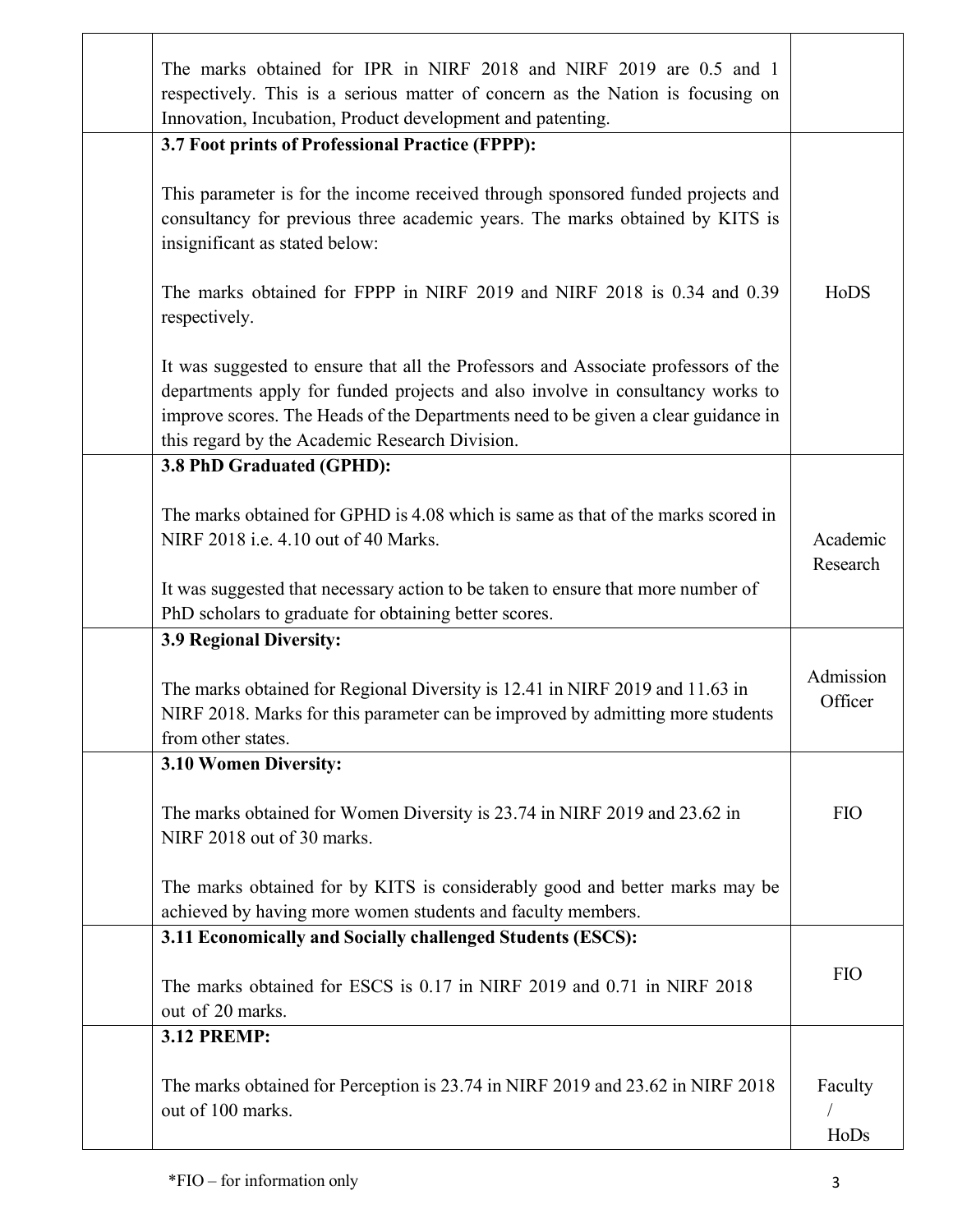|  |  |  |
|---|---|---|
|  | The marks obtained for IPR in NIRF 2018 and NIRF 2019 are 0.5 and 1 respectively. This is a serious matter of concern as the Nation is focusing on Innovation, Incubation, Product development and patenting. |  |
|  | **3.7 Foot prints of Professional Practice (FPPP):**<br><br>This parameter is for the income received through sponsored funded projects and consultancy for previous three academic years. The marks obtained by KITS is insignificant as stated below:<br><br>The marks obtained for FPPP in NIRF 2019 and NIRF 2018 is 0.34 and 0.39 respectively.<br><br>It was suggested to ensure that all the Professors and Associate professors of the departments apply for funded projects and also involve in consultancy works to improve scores. The Heads of the Departments need to be given a clear guidance in this regard by the Academic Research Division. | HoDS |
|  | **3.8 PhD Graduated (GPHD):**<br><br>The marks obtained for GPHD is 4.08 which is same as that of the marks scored in NIRF 2018 i.e. 4.10 out of 40 Marks.<br><br>It was suggested that necessary action to be taken to ensure that more number of PhD scholars to graduate for obtaining better scores. | Academic Research |
|  | **3.9 Regional Diversity:**<br><br>The marks obtained for Regional Diversity is 12.41 in NIRF 2019 and 11.63 in NIRF 2018. Marks for this parameter can be improved by admitting more students from other states. | Admission Officer |
|  | **3.10 Women Diversity:**<br><br>The marks obtained for Women Diversity is 23.74 in NIRF 2019 and 23.62 in NIRF 2018 out of 30 marks.<br><br>The marks obtained for by KITS is considerably good and better marks may be achieved by having more women students and faculty members. | FIO |
|  | **3.11 Economically and Socially challenged Students (ESCS):**<br><br>The marks obtained for ESCS is 0.17 in NIRF 2019 and 0.71 in NIRF 2018 out of 20 marks. | FIO |
|  | **3.12 PREMP:**<br><br>The marks obtained for Perception is 23.74 in NIRF 2019 and 23.62 in NIRF 2018 out of 100 marks. | Faculty / HoDs |

*FIO – for information only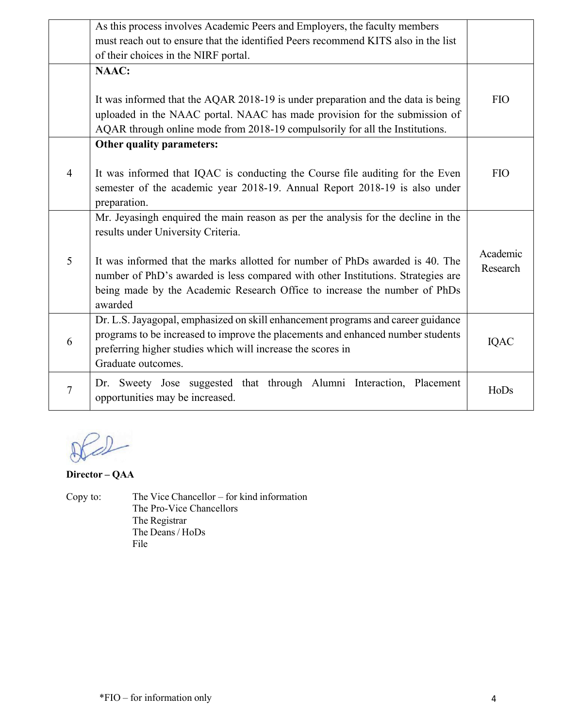| | | |
|---|---|---|
| | As this process involves Academic Peers and Employers, the faculty members must reach out to ensure that the identified Peers recommend KITS also in the list of their choices in the NIRF portal. | |
| | **NAAC:**<br><br>It was informed that the AQAR 2018-19 is under preparation and the data is being uploaded in the NAAC portal. NAAC has made provision for the submission of AQAR through online mode from 2018-19 compulsorily for all the Institutions. | FIO |
| 4 | **Other quality parameters:**<br><br>It was informed that IQAC is conducting the Course file auditing for the Even semester of the academic year 2018-19. Annual Report 2018-19 is also under preparation. | FIO |
| 5 | Mr. Jeyasingh enquired the main reason as per the analysis for the decline in the results under University Criteria.<br><br>It was informed that the marks allotted for number of PhDs awarded is 40. The number of PhD's awarded is less compared with other Institutions. Strategies are being made by the Academic Research Office to increase the number of PhDs awarded | Academic Research |
| 6 | Dr. L.S. Jayagopal, emphasized on skill enhancement programs and career guidance programs to be increased to improve the placements and enhanced number students preferring higher studies which will increase the scores in Graduate outcomes. | IQAC |
| 7 | Dr. Sweety Jose suggested that through Alumni Interaction, Placement opportunities may be increased. | HoDs |

**Director – QAA**

Copy to:
The Vice Chancellor – for kind information
The Pro-Vice Chancellors
The Registrar
The Deans / HoDs
File

*FIO – for information only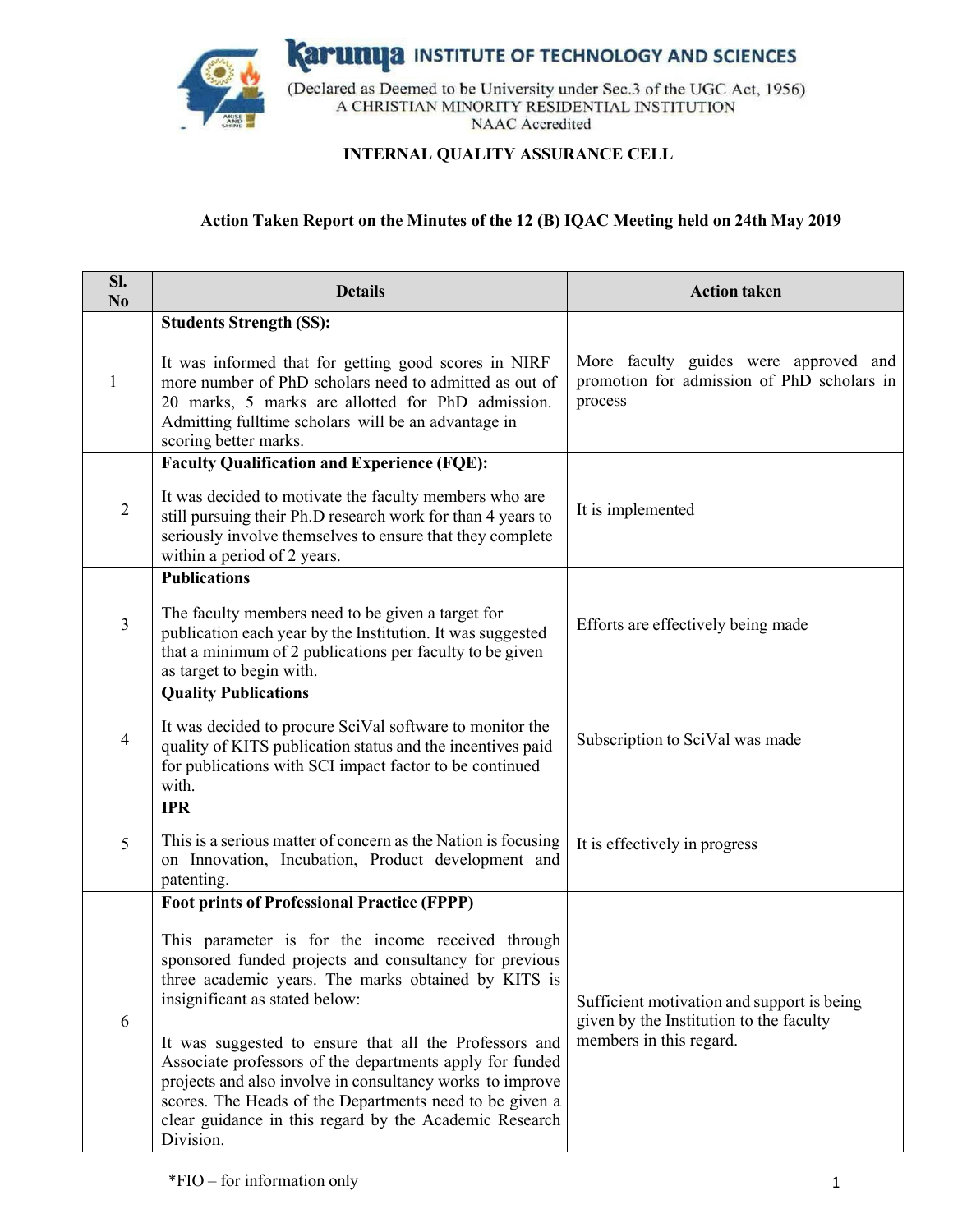**Karunya INSTITUTE OF TECHNOLOGY AND SCIENCES**
(Declared as Deemed to be University under Sec.3 of the UGC Act, 1956)
A CHRISTIAN MINORITY RESIDENTIAL INSTITUTION
NAAC Accredited

## INTERNAL QUALITY ASSURANCE CELL

### Action Taken Report on the Minutes of the 12 (B) IQAC Meeting held on 24th May 2019

| Sl. No | Details | Action taken |
|---|---|---|
| 1 | **Students Strength (SS):**<br><br>It was informed that for getting good scores in NIRF more number of PhD scholars need to admitted as out of 20 marks, 5 marks are allotted for PhD admission. Admitting fulltime scholars will be an advantage in scoring better marks. | More faculty guides were approved and promotion for admission of PhD scholars in process |
| 2 | **Faculty Qualification and Experience (FQE):**<br><br>It was decided to motivate the faculty members who are still pursuing their Ph.D research work for than 4 years to seriously involve themselves to ensure that they complete within a period of 2 years. | It is implemented |
| 3 | **Publications**<br><br>The faculty members need to be given a target for publication each year by the Institution. It was suggested that a minimum of 2 publications per faculty to be given as target to begin with. | Efforts are effectively being made |
| 4 | **Quality Publications**<br><br>It was decided to procure SciVal software to monitor the quality of KITS publication status and the incentives paid for publications with SCI impact factor to be continued with. | Subscription to SciVal was made |
| 5 | **IPR**<br><br>This is a serious matter of concern as the Nation is focusing on Innovation, Incubation, Product development and patenting. | It is effectively in progress |
| 6 | **Foot prints of Professional Practice (FPPP)**<br><br>This parameter is for the income received through sponsored funded projects and consultancy for previous three academic years. The marks obtained by KITS is insignificant as stated below:<br><br>It was suggested to ensure that all the Professors and Associate professors of the departments apply for funded projects and also involve in consultancy works to improve scores. The Heads of the Departments need to be given a clear guidance in this regard by the Academic Research Division. | Sufficient motivation and support is being given by the Institution to the faculty members in this regard. |

*FIO – for information only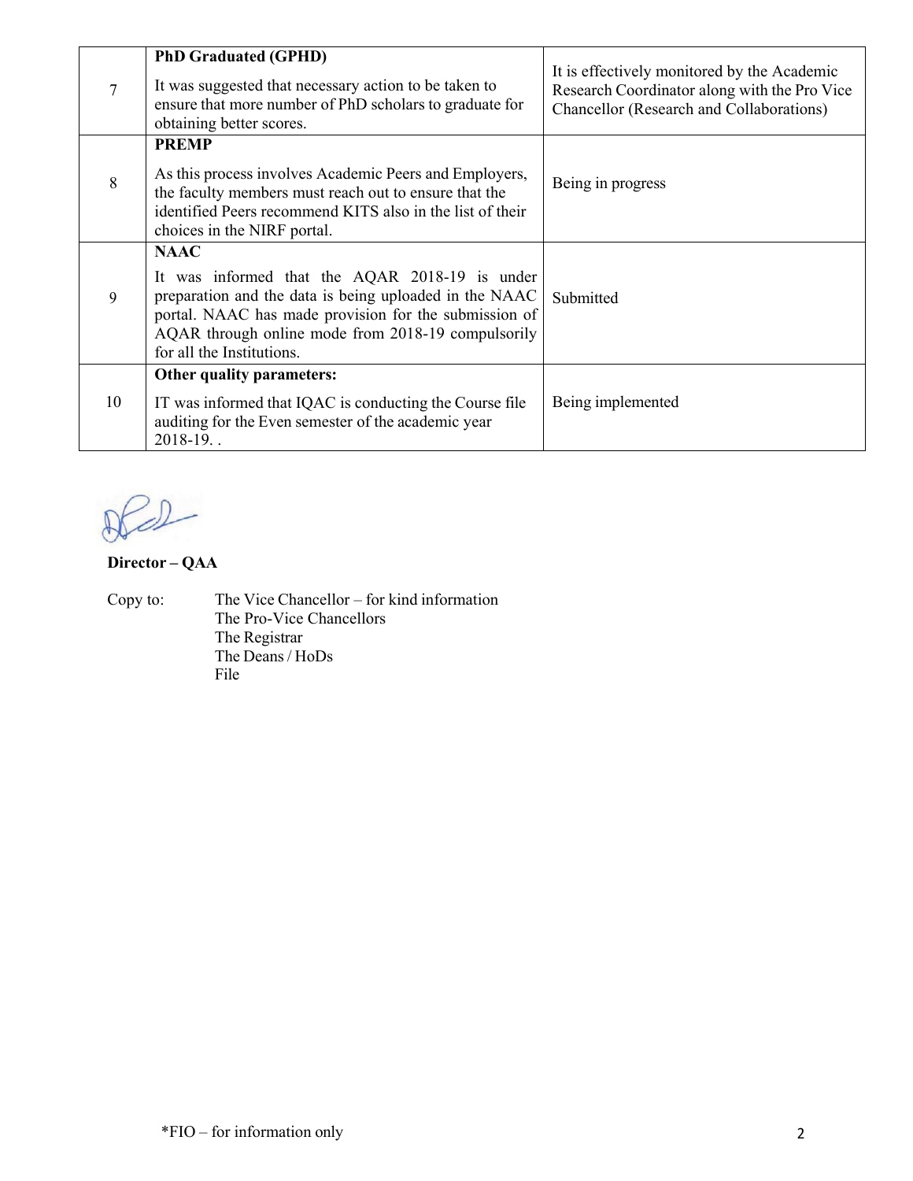| | | |
|---|---|---|
| 7 | **PhD Graduated (GPHD)**<br><br>It was suggested that necessary action to be taken to ensure that more number of PhD scholars to graduate for obtaining better scores. | It is effectively monitored by the Academic Research Coordinator along with the Pro Vice Chancellor (Research and Collaborations) |
| 8 | **PREMP**<br><br>As this process involves Academic Peers and Employers, the faculty members must reach out to ensure that the identified Peers recommend KITS also in the list of their choices in the NIRF portal. | Being in progress |
| 9 | **NAAC**<br><br>It was informed that the AQAR 2018-19 is under preparation and the data is being uploaded in the NAAC portal. NAAC has made provision for the submission of AQAR through online mode from 2018-19 compulsorily for all the Institutions. | Submitted |
| 10 | **Other quality parameters:**<br><br>IT was informed that IQAC is conducting the Course file auditing for the Even semester of the academic year 2018-19. . | Being implemented |

**Director – QAA**

Copy to: The Vice Chancellor – for kind information
The Pro-Vice Chancellors
The Registrar
The Deans / HoDs
File

*FIO – for information only